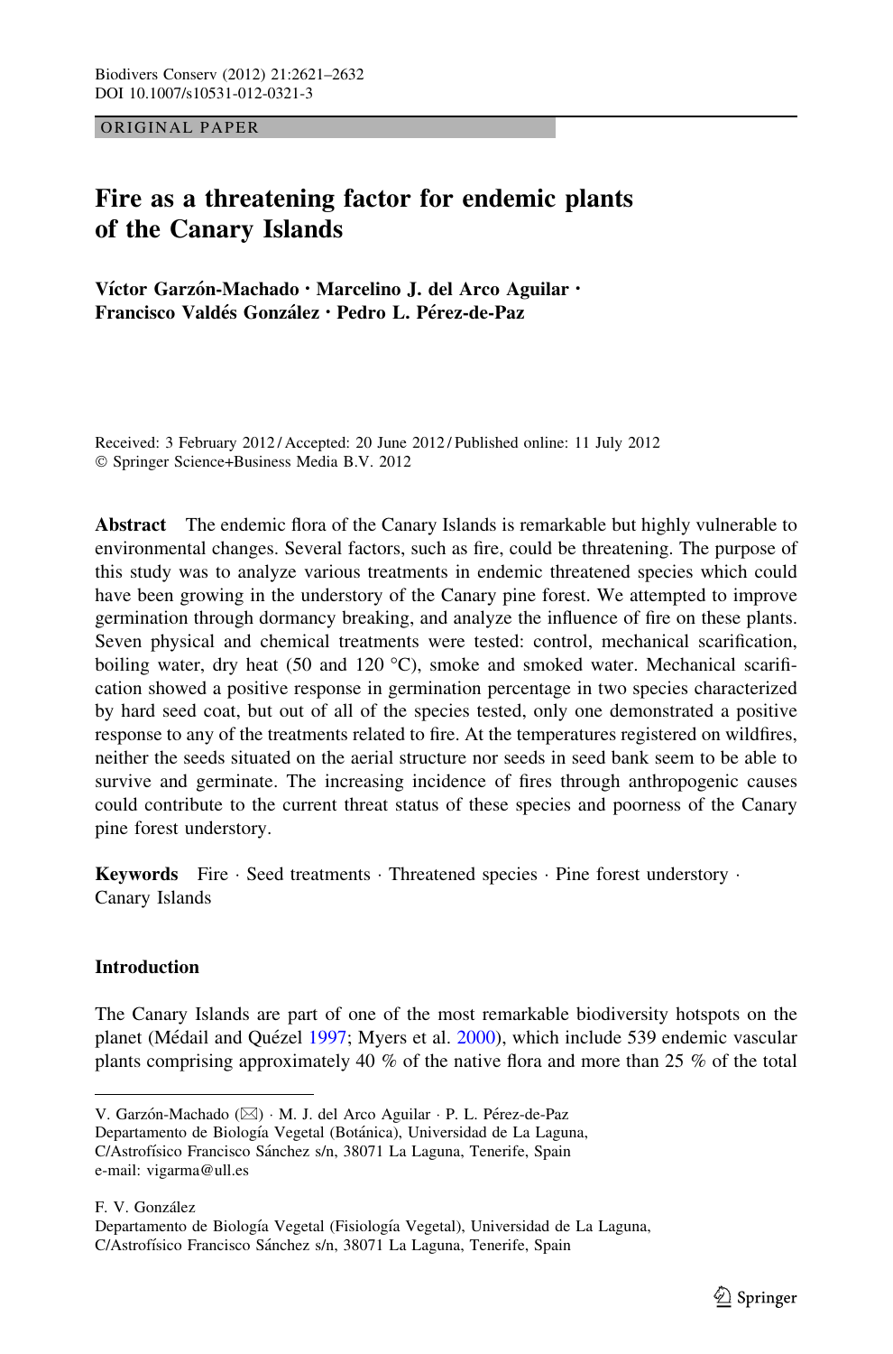ORIGINAL PAPER

# Fire as a threatening factor for endemic plants of the Canary Islands

**Víctor Garzón-Machado · Marcelino J. del Arco Aguilar · Francisco Valdés González · Pedro L. Pérez-de-Paz**

Received: 3 February 2012 / Accepted: 20 June 2012 / Published online: 11 July 2012
© Springer Science+Business Media B.V. 2012

**Abstract** The endemic flora of the Canary Islands is remarkable but highly vulnerable to environmental changes. Several factors, such as fire, could be threatening. The purpose of this study was to analyze various treatments in endemic threatened species which could have been growing in the understory of the Canary pine forest. We attempted to improve germination through dormancy breaking, and analyze the influence of fire on these plants. Seven physical and chemical treatments were tested: control, mechanical scarification, boiling water, dry heat (50 and 120 °C), smoke and smoked water. Mechanical scarification showed a positive response in germination percentage in two species characterized by hard seed coat, but out of all of the species tested, only one demonstrated a positive response to any of the treatments related to fire. At the temperatures registered on wildfires, neither the seeds situated on the aerial structure nor seeds in seed bank seem to be able to survive and germinate. The increasing incidence of fires through anthropogenic causes could contribute to the current threat status of these species and poorness of the Canary pine forest understory.

**Keywords** Fire · Seed treatments · Threatened species · Pine forest understory · Canary Islands

## Introduction

The Canary Islands are part of one of the most remarkable biodiversity hotspots on the planet (Médail and Quézel 1997; Myers et al. 2000), which include 539 endemic vascular plants comprising approximately 40 % of the native flora and more than 25 % of the total

---

V. Garzón-Machado (✉) · M. J. del Arco Aguilar · P. L. Pérez-de-Paz
Departamento de Biología Vegetal (Botánica), Universidad de La Laguna,
C/Astrofísico Francisco Sánchez s/n, 38071 La Laguna, Tenerife, Spain
e-mail: vigarma@ull.es

F. V. González
Departamento de Biología Vegetal (Fisiología Vegetal), Universidad de La Laguna,
C/Astrofísico Francisco Sánchez s/n, 38071 La Laguna, Tenerife, Spain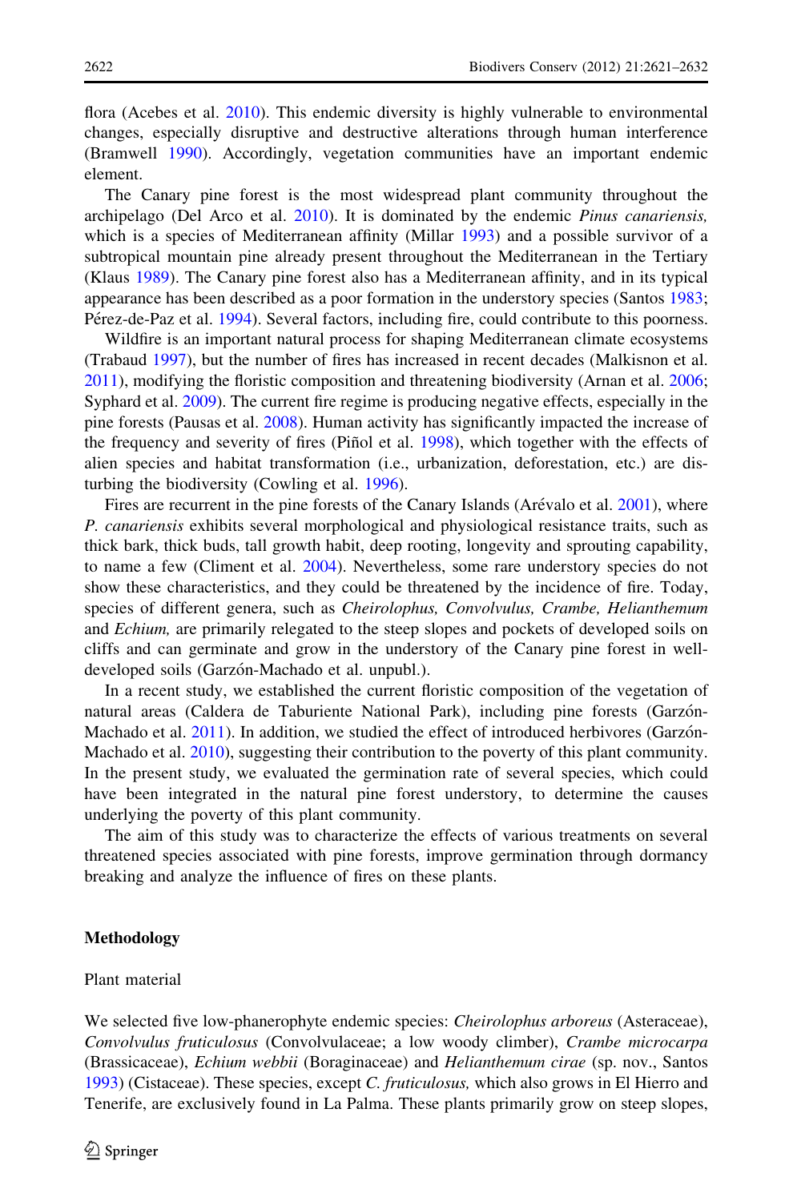flora (Acebes et al. 2010). This endemic diversity is highly vulnerable to environmental changes, especially disruptive and destructive alterations through human interference (Bramwell 1990). Accordingly, vegetation communities have an important endemic element.

The Canary pine forest is the most widespread plant community throughout the archipelago (Del Arco et al. 2010). It is dominated by the endemic *Pinus canariensis,* which is a species of Mediterranean affinity (Millar 1993) and a possible survivor of a subtropical mountain pine already present throughout the Mediterranean in the Tertiary (Klaus 1989). The Canary pine forest also has a Mediterranean affinity, and in its typical appearance has been described as a poor formation in the understory species (Santos 1983; Pérez-de-Paz et al. 1994). Several factors, including fire, could contribute to this poorness.

Wildfire is an important natural process for shaping Mediterranean climate ecosystems (Trabaud 1997), but the number of fires has increased in recent decades (Malkisnon et al. 2011), modifying the floristic composition and threatening biodiversity (Arnan et al. 2006; Syphard et al. 2009). The current fire regime is producing negative effects, especially in the pine forests (Pausas et al. 2008). Human activity has significantly impacted the increase of the frequency and severity of fires (Piñol et al. 1998), which together with the effects of alien species and habitat transformation (i.e., urbanization, deforestation, etc.) are disturbing the biodiversity (Cowling et al. 1996).

Fires are recurrent in the pine forests of the Canary Islands (Arévalo et al. 2001), where *P. canariensis* exhibits several morphological and physiological resistance traits, such as thick bark, thick buds, tall growth habit, deep rooting, longevity and sprouting capability, to name a few (Climent et al. 2004). Nevertheless, some rare understory species do not show these characteristics, and they could be threatened by the incidence of fire. Today, species of different genera, such as *Cheirolophus, Convolvulus, Crambe, Helianthemum* and *Echium,* are primarily relegated to the steep slopes and pockets of developed soils on cliffs and can germinate and grow in the understory of the Canary pine forest in well-developed soils (Garzón-Machado et al. unpubl.).

In a recent study, we established the current floristic composition of the vegetation of natural areas (Caldera de Taburiente National Park), including pine forests (Garzón-Machado et al. 2011). In addition, we studied the effect of introduced herbivores (Garzón-Machado et al. 2010), suggesting their contribution to the poverty of this plant community. In the present study, we evaluated the germination rate of several species, which could have been integrated in the natural pine forest understory, to determine the causes underlying the poverty of this plant community.

The aim of this study was to characterize the effects of various treatments on several threatened species associated with pine forests, improve germination through dormancy breaking and analyze the influence of fires on these plants.

## Methodology

### Plant material

We selected five low-phanerophyte endemic species: *Cheirolophus arboreus* (Asteraceae), *Convolvulus fruticulosus* (Convolvulaceae; a low woody climber), *Crambe microcarpa* (Brassicaceae), *Echium webbii* (Boraginaceae) and *Helianthemum cirae* (sp. nov., Santos 1993) (Cistaceae). These species, except *C. fruticulosus,* which also grows in El Hierro and Tenerife, are exclusively found in La Palma. These plants primarily grow on steep slopes,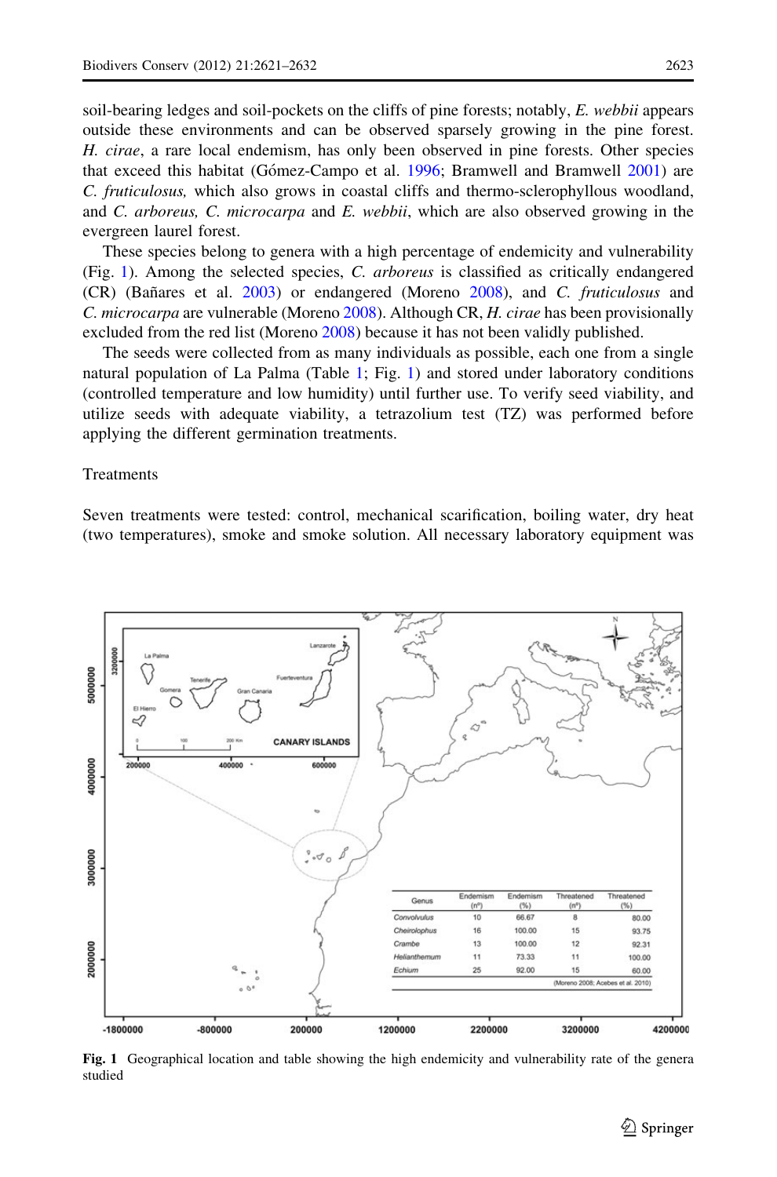soil-bearing ledges and soil-pockets on the cliffs of pine forests; notably, *E. webbii* appears outside these environments and can be observed sparsely growing in the pine forest. *H. cirae*, a rare local endemism, has only been observed in pine forests. Other species that exceed this habitat (Gómez-Campo et al. 1996; Bramwell and Bramwell 2001) are *C. fruticulosus,* which also grows in coastal cliffs and thermo-sclerophyllous woodland, and *C. arboreus, C. microcarpa* and *E. webbii*, which are also observed growing in the evergreen laurel forest.

These species belong to genera with a high percentage of endemicity and vulnerability (Fig. 1). Among the selected species, *C. arboreus* is classified as critically endangered (CR) (Bañares et al. 2003) or endangered (Moreno 2008), and *C. fruticulosus* and *C. microcarpa* are vulnerable (Moreno 2008). Although CR, *H. cirae* has been provisionally excluded from the red list (Moreno 2008) because it has not been validly published.

The seeds were collected from as many individuals as possible, each one from a single natural population of La Palma (Table 1; Fig. 1) and stored under laboratory conditions (controlled temperature and low humidity) until further use. To verify seed viability, and utilize seeds with adequate viability, a tetrazolium test (TZ) was performed before applying the different germination treatments.

## Treatments

Seven treatments were tested: control, mechanical scarification, boiling water, dry heat (two temperatures), smoke and smoke solution. All necessary laboratory equipment was

| Genus | Endemism (nº) | Endemism (%) | Threatened (nº) | Threatened (%) |
|---|---|---|---|---|
| *Convolvulus* | 10 | 66.67 | 8 | 80.00 |
| *Cheirolophus* | 16 | 100.00 | 15 | 93.75 |
| *Crambe* | 13 | 100.00 | 12 | 92.31 |
| *Helianthemum* | 11 | 73.33 | 11 | 100.00 |
| *Echium* | 25 | 92.00 | 15 | 60.00 |

(Moreno 2008; Acebes et al. 2010)

**Fig. 1** Geographical location and table showing the high endemicity and vulnerability rate of the genera studied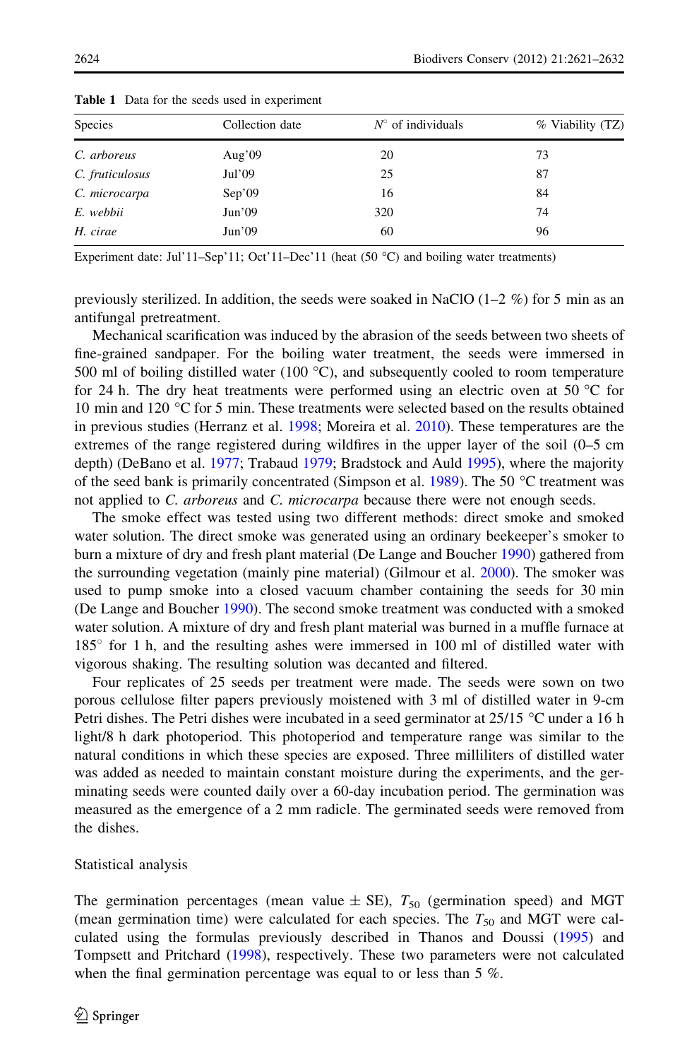**Table 1** Data for the seeds used in experiment

| Species | Collection date | N° of individuals | % Viability (TZ) |
|---|---|---|---|
| *C. arboreus* | Aug'09 | 20 | 73 |
| *C. fruticulosus* | Jul'09 | 25 | 87 |
| *C. microcarpa* | Sep'09 | 16 | 84 |
| *E. webbii* | Jun'09 | 320 | 74 |
| *H. cirae* | Jun'09 | 60 | 96 |

Experiment date: Jul'11–Sep'11; Oct'11–Dec'11 (heat (50 °C) and boiling water treatments)

previously sterilized. In addition, the seeds were soaked in NaClO (1–2 %) for 5 min as an antifungal pretreatment.

Mechanical scarification was induced by the abrasion of the seeds between two sheets of fine-grained sandpaper. For the boiling water treatment, the seeds were immersed in 500 ml of boiling distilled water (100 °C), and subsequently cooled to room temperature for 24 h. The dry heat treatments were performed using an electric oven at 50 °C for 10 min and 120 °C for 5 min. These treatments were selected based on the results obtained in previous studies (Herranz et al. 1998; Moreira et al. 2010). These temperatures are the extremes of the range registered during wildfires in the upper layer of the soil (0–5 cm depth) (DeBano et al. 1977; Trabaud 1979; Bradstock and Auld 1995), where the majority of the seed bank is primarily concentrated (Simpson et al. 1989). The 50 °C treatment was not applied to *C. arboreus* and *C. microcarpa* because there were not enough seeds.

The smoke effect was tested using two different methods: direct smoke and smoked water solution. The direct smoke was generated using an ordinary beekeeper's smoker to burn a mixture of dry and fresh plant material (De Lange and Boucher 1990) gathered from the surrounding vegetation (mainly pine material) (Gilmour et al. 2000). The smoker was used to pump smoke into a closed vacuum chamber containing the seeds for 30 min (De Lange and Boucher 1990). The second smoke treatment was conducted with a smoked water solution. A mixture of dry and fresh plant material was burned in a muffle furnace at 185° for 1 h, and the resulting ashes were immersed in 100 ml of distilled water with vigorous shaking. The resulting solution was decanted and filtered.

Four replicates of 25 seeds per treatment were made. The seeds were sown on two porous cellulose filter papers previously moistened with 3 ml of distilled water in 9-cm Petri dishes. The Petri dishes were incubated in a seed germinator at 25/15 °C under a 16 h light/8 h dark photoperiod. This photoperiod and temperature range was similar to the natural conditions in which these species are exposed. Three milliliters of distilled water was added as needed to maintain constant moisture during the experiments, and the germinating seeds were counted daily over a 60-day incubation period. The germination was measured as the emergence of a 2 mm radicle. The germinated seeds were removed from the dishes.

## Statistical analysis

The germination percentages (mean value ± SE), $T_{50}$ (germination speed) and MGT (mean germination time) were calculated for each species. The $T_{50}$ and MGT were calculated using the formulas previously described in Thanos and Doussi (1995) and Tompsett and Pritchard (1998), respectively. These two parameters were not calculated when the final germination percentage was equal to or less than 5 %.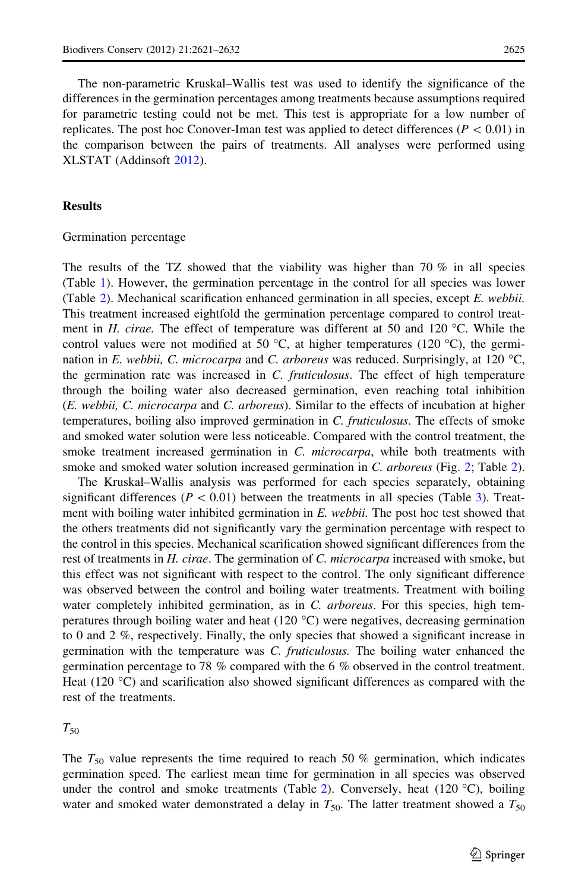The non-parametric Kruskal–Wallis test was used to identify the significance of the differences in the germination percentages among treatments because assumptions required for parametric testing could not be met. This test is appropriate for a low number of replicates. The post hoc Conover-Iman test was applied to detect differences ($P < 0.01$) in the comparison between the pairs of treatments. All analyses were performed using XLSTAT (Addinsoft 2012).

## Results

### Germination percentage

The results of the TZ showed that the viability was higher than 70 % in all species (Table 1). However, the germination percentage in the control for all species was lower (Table 2). Mechanical scarification enhanced germination in all species, except *E. webbii.* This treatment increased eightfold the germination percentage compared to control treatment in *H. cirae*. The effect of temperature was different at 50 and 120 °C. While the control values were not modified at 50 °C, at higher temperatures (120 °C), the germination in *E. webbii, C. microcarpa* and *C. arboreus* was reduced. Surprisingly, at 120 °C, the germination rate was increased in *C. fruticulosus*. The effect of high temperature through the boiling water also decreased germination, even reaching total inhibition (*E. webbii, C. microcarpa* and *C. arboreus*). Similar to the effects of incubation at higher temperatures, boiling also improved germination in *C. fruticulosus*. The effects of smoke and smoked water solution were less noticeable. Compared with the control treatment, the smoke treatment increased germination in *C. microcarpa*, while both treatments with smoke and smoked water solution increased germination in *C. arboreus* (Fig. 2; Table 2).

The Kruskal–Wallis analysis was performed for each species separately, obtaining significant differences ($P < 0.01$) between the treatments in all species (Table 3). Treatment with boiling water inhibited germination in *E. webbii.* The post hoc test showed that the others treatments did not significantly vary the germination percentage with respect to the control in this species. Mechanical scarification showed significant differences from the rest of treatments in *H. cirae*. The germination of *C. microcarpa* increased with smoke, but this effect was not significant with respect to the control. The only significant difference was observed between the control and boiling water treatments. Treatment with boiling water completely inhibited germination, as in *C. arboreus*. For this species, high temperatures through boiling water and heat (120 °C) were negatives, decreasing germination to 0 and 2 %, respectively. Finally, the only species that showed a significant increase in germination with the temperature was *C. fruticulosus.* The boiling water enhanced the germination percentage to 78 % compared with the 6 % observed in the control treatment. Heat (120 °C) and scarification also showed significant differences as compared with the rest of the treatments.

### $T_{50}$

The $T_{50}$ value represents the time required to reach 50 % germination, which indicates germination speed. The earliest mean time for germination in all species was observed under the control and smoke treatments (Table 2). Conversely, heat (120 °C), boiling water and smoked water demonstrated a delay in $T_{50}$. The latter treatment showed a $T_{50}$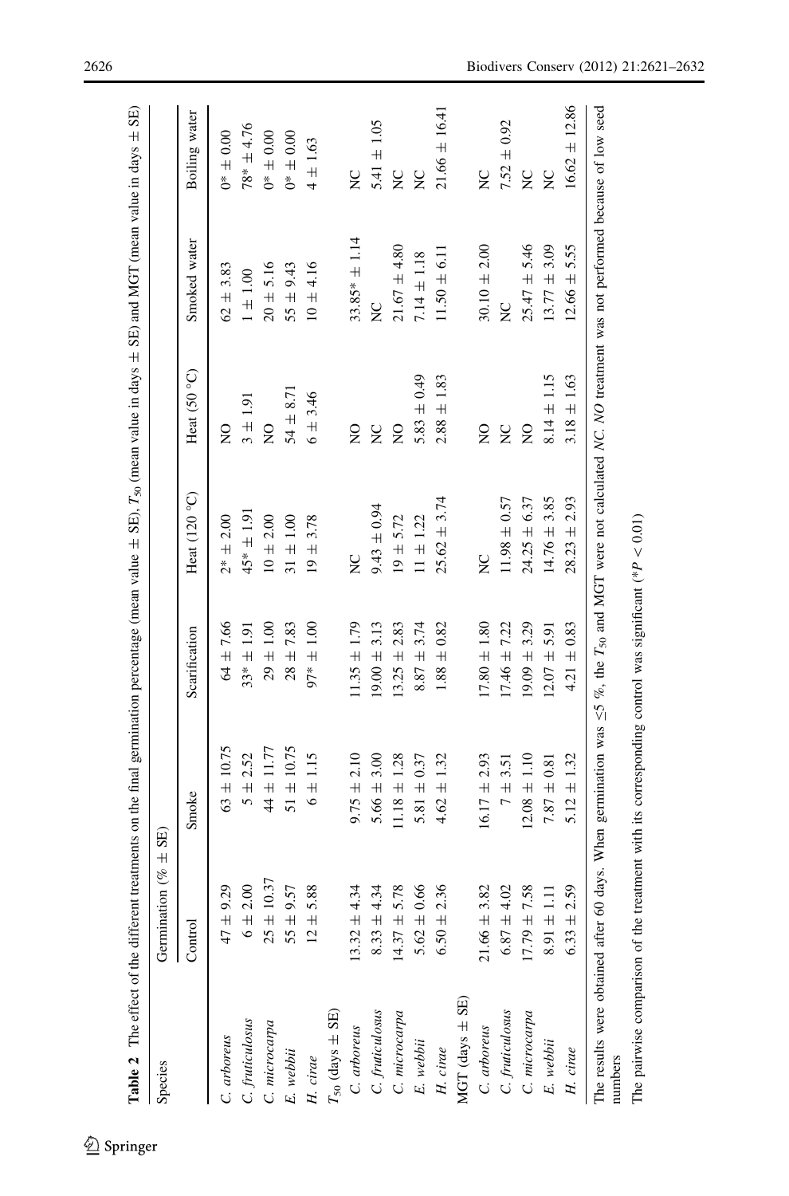**Table 2** The effect of the different treatments on the final germination percentage (mean value ± SE), $T_{50}$ (mean value in days ± SE) and MGT (mean value in days ± SE)

| Species | Germination (% ± SE) | | | | | | |
|---|---|---|---|---|---|---|---|
| | Control | Smoke | Scarification | Heat (120 °C) | Heat (50 °C) | Smoked water | Boiling water |
| *C. arboreus* | 47 ± 9.29 | 63 ± 10.75 | 64 ± 7.66 | 2* ± 2.00 | NO | 62 ± 3.83 | 0* ± 0.00 |
| *C. fruticulosus* | 6 ± 2.00 | 5 ± 2.52 | 33* ± 1.91 | 45* ± 1.91 | 3 ± 1.91 | 1 ± 1.00 | 78* ± 4.76 |
| *C. microcarpa* | 25 ± 10.37 | 44 ± 11.77 | 29 ± 1.00 | 10 ± 2.00 | NO | 20 ± 5.16 | 0* ± 0.00 |
| *E. webbii* | 55 ± 9.57 | 51 ± 10.75 | 28 ± 7.83 | 31 ± 1.00 | 54 ± 8.71 | 55 ± 9.43 | 0* ± 0.00 |
| *H. cirae* | 12 ± 5.88 | 6 ± 1.15 | 97* ± 1.00 | 19 ± 3.78 | 6 ± 3.46 | 10 ± 4.16 | 4 ± 1.63 |
| $T_{50}$ (days ± SE) | | | | | | | |
| *C. arboreus* | 13.32 ± 4.34 | 9.75 ± 2.10 | 11.35 ± 1.79 | NC | NO | 33.85* ± 1.14 | NC |
| *C. fruticulosus* | 8.33 ± 4.34 | 5.66 ± 3.00 | 19.00 ± 3.13 | 9.43 ± 0.94 | NC | NC | 5.41 ± 1.05 |
| *C. microcarpa* | 14.37 ± 5.78 | 11.18 ± 1.28 | 13.25 ± 2.83 | 19 ± 5.72 | NO | 21.67 ± 4.80 | NC |
| *E. webbii* | 5.62 ± 0.66 | 5.81 ± 0.37 | 8.87 ± 3.74 | 11 ± 1.22 | 5.83 ± 0.49 | 7.14 ± 1.18 | NC |
| *H. cirae* | 6.50 ± 2.36 | 4.62 ± 1.32 | 1.88 ± 0.82 | 25.62 ± 3.74 | 2.88 ± 1.83 | 11.50 ± 6.11 | 21.66 ± 16.41 |
| MGT (days ± SE) | | | | | | | |
| *C. arboreus* | 21.66 ± 3.82 | 16.17 ± 2.93 | 17.80 ± 1.80 | NC | NO | 30.10 ± 2.00 | NC |
| *C. fruticulosus* | 6.87 ± 4.02 | 7 ± 3.51 | 17.46 ± 7.22 | 11.98 ± 0.57 | NC | NC | 7.52 ± 0.92 |
| *C. microcarpa* | 17.79 ± 7.58 | 12.08 ± 1.10 | 19.09 ± 3.29 | 24.25 ± 6.37 | NO | 25.47 ± 5.46 | NC |
| *E. webbii* | 8.91 ± 1.11 | 7.87 ± 0.81 | 12.07 ± 5.91 | 14.76 ± 3.85 | 8.14 ± 1.15 | 13.77 ± 3.09 | NC |
| *H. cirae* | 6.33 ± 2.59 | 5.12 ± 1.32 | 4.21 ± 0.83 | 28.23 ± 2.93 | 3.18 ± 1.63 | 12.66 ± 5.55 | 16.62 ± 12.86 |

The results were obtained after 60 days. When germination was ≤5 %, the $T_{50}$ and MGT were not calculated *NC*. *NO* treatment was not performed because of low seed numbers

The pairwise comparison of the treatment with its corresponding control was significant (* $P < 0.01$)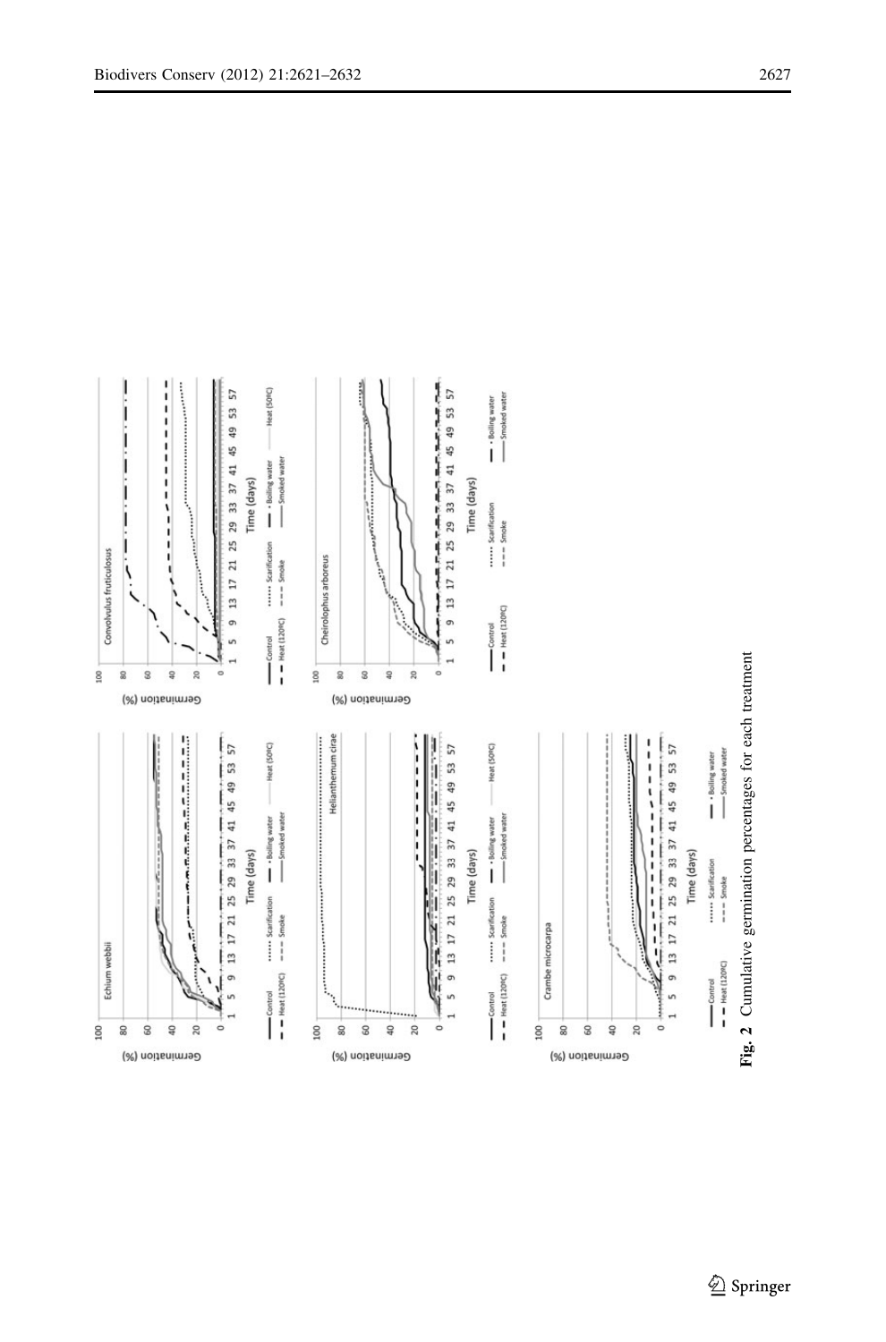**Fig. 2** Cumulative germination percentages for each treatment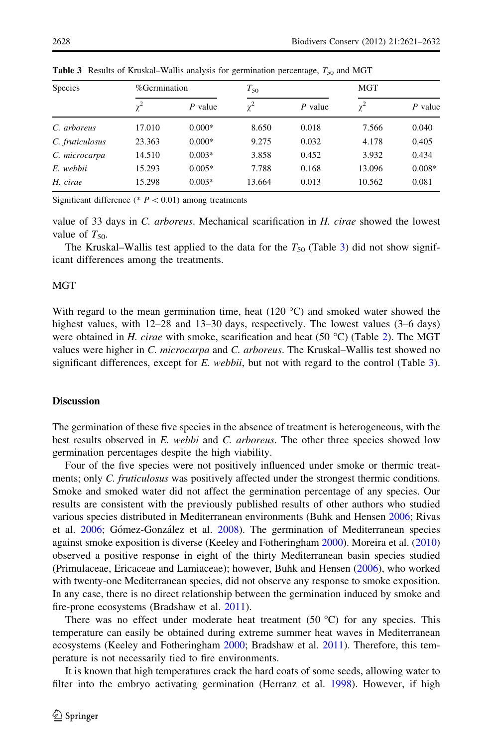**Table 3** Results of Kruskal–Wallis analysis for germination percentage, $T_{50}$ and MGT

| Species | %Germination | | $T_{50}$ | | MGT | |
|---|---|---|---|---|---|---|
| | $\chi^2$ | *P* value | $\chi^2$ | *P* value | $\chi^2$ | *P* value |
| *C. arboreus* | 17.010 | 0.000* | 8.650 | 0.018 | 7.566 | 0.040 |
| *C. fruticulosus* | 23.363 | 0.000* | 9.275 | 0.032 | 4.178 | 0.405 |
| *C. microcarpa* | 14.510 | 0.003* | 3.858 | 0.452 | 3.932 | 0.434 |
| *E. webbii* | 15.293 | 0.005* | 7.788 | 0.168 | 13.096 | 0.008* |
| *H. cirae* | 15.298 | 0.003* | 13.664 | 0.013 | 10.562 | 0.081 |

Significant difference (* $P < 0.01$) among treatments

value of 33 days in *C. arboreus*. Mechanical scarification in *H. cirae* showed the lowest value of $T_{50}$.

The Kruskal–Wallis test applied to the data for the $T_{50}$ (Table 3) did not show significant differences among the treatments.

### MGT

With regard to the mean germination time, heat (120 °C) and smoked water showed the highest values, with 12–28 and 13–30 days, respectively. The lowest values (3–6 days) were obtained in *H. cirae* with smoke, scarification and heat (50 °C) (Table 2). The MGT values were higher in *C. microcarpa* and *C. arboreus*. The Kruskal–Wallis test showed no significant differences, except for *E. webbii*, but not with regard to the control (Table 3).

## Discussion

The germination of these five species in the absence of treatment is heterogeneous, with the best results observed in *E. webbi* and *C. arboreus*. The other three species showed low germination percentages despite the high viability.

Four of the five species were not positively influenced under smoke or thermic treatments; only *C. fruticulosus* was positively affected under the strongest thermic conditions. Smoke and smoked water did not affect the germination percentage of any species. Our results are consistent with the previously published results of other authors who studied various species distributed in Mediterranean environments (Buhk and Hensen 2006; Rivas et al. 2006; Gómez-González et al. 2008). The germination of Mediterranean species against smoke exposition is diverse (Keeley and Fotheringham 2000). Moreira et al. (2010) observed a positive response in eight of the thirty Mediterranean basin species studied (Primulaceae, Ericaceae and Lamiaceae); however, Buhk and Hensen (2006), who worked with twenty-one Mediterranean species, did not observe any response to smoke exposition. In any case, there is no direct relationship between the germination induced by smoke and fire-prone ecosystems (Bradshaw et al. 2011).

There was no effect under moderate heat treatment (50 °C) for any species. This temperature can easily be obtained during extreme summer heat waves in Mediterranean ecosystems (Keeley and Fotheringham 2000; Bradshaw et al. 2011). Therefore, this temperature is not necessarily tied to fire environments.

It is known that high temperatures crack the hard coats of some seeds, allowing water to filter into the embryo activating germination (Herranz et al. 1998). However, if high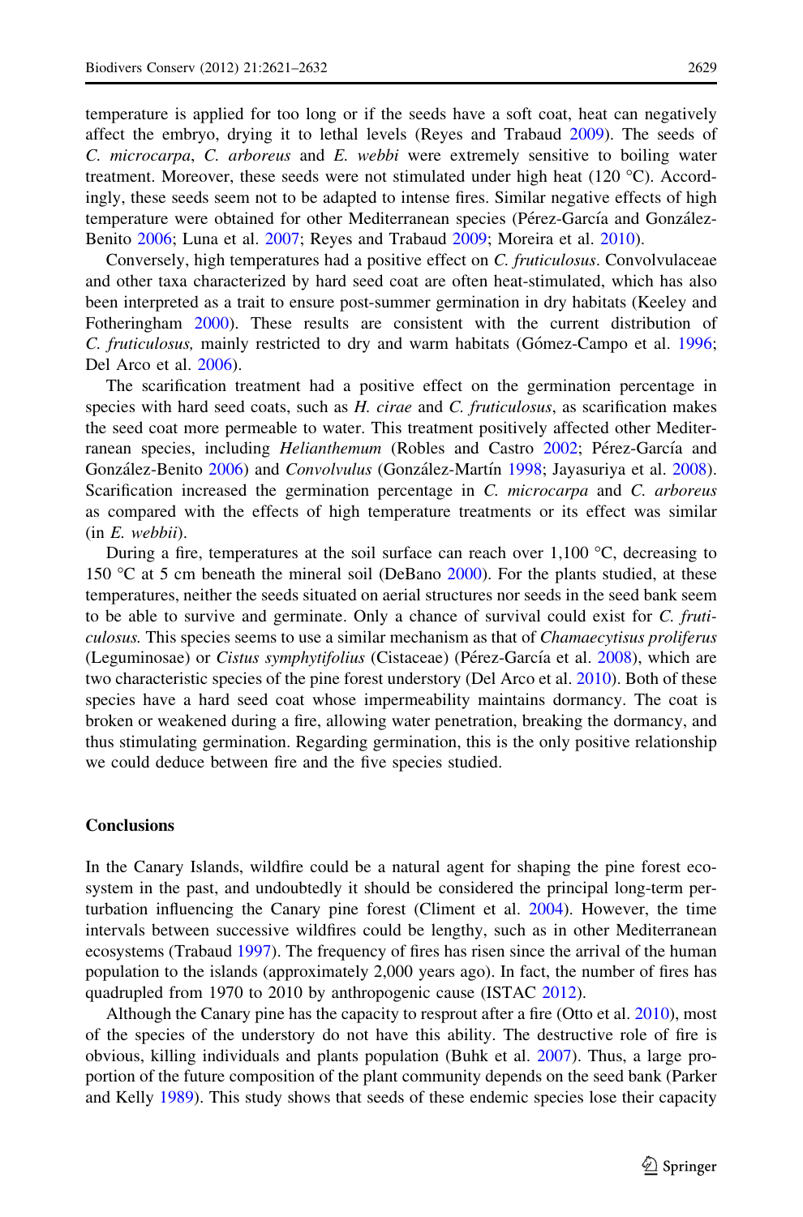temperature is applied for too long or if the seeds have a soft coat, heat can negatively affect the embryo, drying it to lethal levels (Reyes and Trabaud 2009). The seeds of *C. microcarpa*, *C. arboreus* and *E. webbi* were extremely sensitive to boiling water treatment. Moreover, these seeds were not stimulated under high heat (120 °C). Accordingly, these seeds seem not to be adapted to intense fires. Similar negative effects of high temperature were obtained for other Mediterranean species (Pérez-García and González-Benito 2006; Luna et al. 2007; Reyes and Trabaud 2009; Moreira et al. 2010).

Conversely, high temperatures had a positive effect on *C. fruticulosus*. Convolvulaceae and other taxa characterized by hard seed coat are often heat-stimulated, which has also been interpreted as a trait to ensure post-summer germination in dry habitats (Keeley and Fotheringham 2000). These results are consistent with the current distribution of *C. fruticulosus,* mainly restricted to dry and warm habitats (Gómez-Campo et al. 1996; Del Arco et al. 2006).

The scarification treatment had a positive effect on the germination percentage in species with hard seed coats, such as *H. cirae* and *C. fruticulosus*, as scarification makes the seed coat more permeable to water. This treatment positively affected other Mediterranean species, including *Helianthemum* (Robles and Castro 2002; Pérez-García and González-Benito 2006) and *Convolvulus* (González-Martín 1998; Jayasuriya et al. 2008). Scarification increased the germination percentage in *C. microcarpa* and *C. arboreus* as compared with the effects of high temperature treatments or its effect was similar (in *E. webbii*).

During a fire, temperatures at the soil surface can reach over 1,100 °C, decreasing to 150 °C at 5 cm beneath the mineral soil (DeBano 2000). For the plants studied, at these temperatures, neither the seeds situated on aerial structures nor seeds in the seed bank seem to be able to survive and germinate. Only a chance of survival could exist for *C. fruticulosus.* This species seems to use a similar mechanism as that of *Chamaecytisus proliferus* (Leguminosae) or *Cistus symphytifolius* (Cistaceae) (Pérez-García et al. 2008), which are two characteristic species of the pine forest understory (Del Arco et al. 2010). Both of these species have a hard seed coat whose impermeability maintains dormancy. The coat is broken or weakened during a fire, allowing water penetration, breaking the dormancy, and thus stimulating germination. Regarding germination, this is the only positive relationship we could deduce between fire and the five species studied.

## Conclusions

In the Canary Islands, wildfire could be a natural agent for shaping the pine forest ecosystem in the past, and undoubtedly it should be considered the principal long-term perturbation influencing the Canary pine forest (Climent et al. 2004). However, the time intervals between successive wildfires could be lengthy, such as in other Mediterranean ecosystems (Trabaud 1997). The frequency of fires has risen since the arrival of the human population to the islands (approximately 2,000 years ago). In fact, the number of fires has quadrupled from 1970 to 2010 by anthropogenic cause (ISTAC 2012).

Although the Canary pine has the capacity to resprout after a fire (Otto et al. 2010), most of the species of the understory do not have this ability. The destructive role of fire is obvious, killing individuals and plants population (Buhk et al. 2007). Thus, a large proportion of the future composition of the plant community depends on the seed bank (Parker and Kelly 1989). This study shows that seeds of these endemic species lose their capacity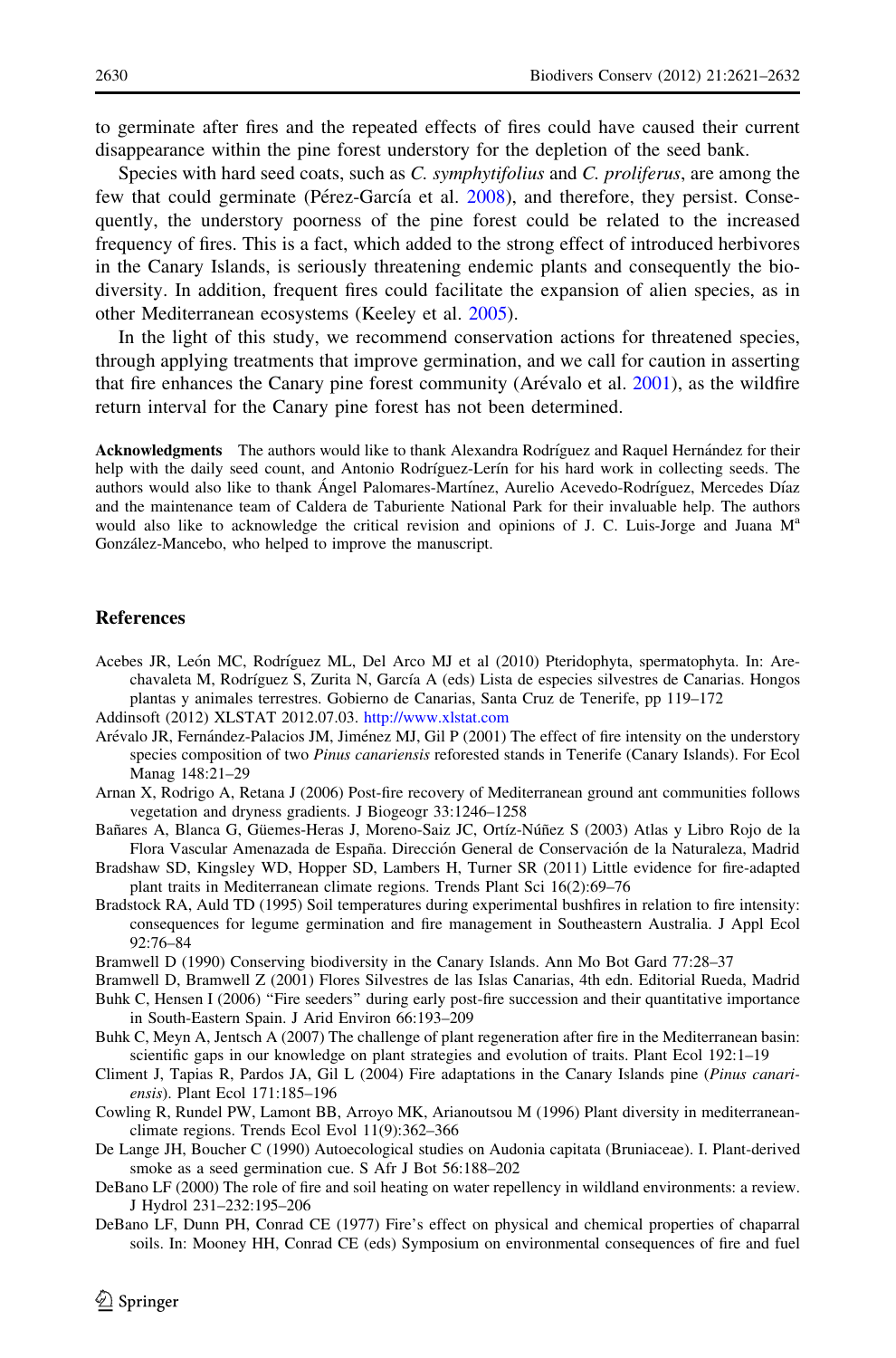to germinate after fires and the repeated effects of fires could have caused their current disappearance within the pine forest understory for the depletion of the seed bank.

Species with hard seed coats, such as *C. symphytifolius* and *C. proliferus*, are among the few that could germinate (Pérez-García et al. 2008), and therefore, they persist. Consequently, the understory poorness of the pine forest could be related to the increased frequency of fires. This is a fact, which added to the strong effect of introduced herbivores in the Canary Islands, is seriously threatening endemic plants and consequently the biodiversity. In addition, frequent fires could facilitate the expansion of alien species, as in other Mediterranean ecosystems (Keeley et al. 2005).

In the light of this study, we recommend conservation actions for threatened species, through applying treatments that improve germination, and we call for caution in asserting that fire enhances the Canary pine forest community (Arévalo et al. 2001), as the wildfire return interval for the Canary pine forest has not been determined.

**Acknowledgments** The authors would like to thank Alexandra Rodríguez and Raquel Hernández for their help with the daily seed count, and Antonio Rodríguez-Lerín for his hard work in collecting seeds. The authors would also like to thank Ángel Palomares-Martínez, Aurelio Acevedo-Rodríguez, Mercedes Díaz and the maintenance team of Caldera de Taburiente National Park for their invaluable help. The authors would also like to acknowledge the critical revision and opinions of J. C. Luis-Jorge and Juana Mª González-Mancebo, who helped to improve the manuscript.

## References

Acebes JR, León MC, Rodríguez ML, Del Arco MJ et al (2010) Pteridophyta, spermatophyta. In: Arechavaleta M, Rodríguez S, Zurita N, García A (eds) Lista de especies silvestres de Canarias. Hongos plantas y animales terrestres. Gobierno de Canarias, Santa Cruz de Tenerife, pp 119–172

Addinsoft (2012) XLSTAT 2012.07.03. http://www.xlstat.com

Arévalo JR, Fernández-Palacios JM, Jiménez MJ, Gil P (2001) The effect of fire intensity on the understory species composition of two *Pinus canariensis* reforested stands in Tenerife (Canary Islands). For Ecol Manag 148:21–29

Arnan X, Rodrigo A, Retana J (2006) Post-fire recovery of Mediterranean ground ant communities follows vegetation and dryness gradients. J Biogeogr 33:1246–1258

Bañares A, Blanca G, Güemes-Heras J, Moreno-Saiz JC, Ortíz-Núñez S (2003) Atlas y Libro Rojo de la Flora Vascular Amenazada de España. Dirección General de Conservación de la Naturaleza, Madrid

Bradshaw SD, Kingsley WD, Hopper SD, Lambers H, Turner SR (2011) Little evidence for fire-adapted plant traits in Mediterranean climate regions. Trends Plant Sci 16(2):69–76

Bradstock RA, Auld TD (1995) Soil temperatures during experimental bushfires in relation to fire intensity: consequences for legume germination and fire management in Southeastern Australia. J Appl Ecol 92:76–84

Bramwell D (1990) Conserving biodiversity in the Canary Islands. Ann Mo Bot Gard 77:28–37

Bramwell D, Bramwell Z (2001) Flores Silvestres de las Islas Canarias, 4th edn. Editorial Rueda, Madrid

Buhk C, Hensen I (2006) "Fire seeders" during early post-fire succession and their quantitative importance in South-Eastern Spain. J Arid Environ 66:193–209

Buhk C, Meyn A, Jentsch A (2007) The challenge of plant regeneration after fire in the Mediterranean basin: scientific gaps in our knowledge on plant strategies and evolution of traits. Plant Ecol 192:1–19

Climent J, Tapias R, Pardos JA, Gil L (2004) Fire adaptations in the Canary Islands pine (*Pinus canariensis*). Plant Ecol 171:185–196

Cowling R, Rundel PW, Lamont BB, Arroyo MK, Arianoutsou M (1996) Plant diversity in mediterranean-climate regions. Trends Ecol Evol 11(9):362–366

De Lange JH, Boucher C (1990) Autoecological studies on Audonia capitata (Bruniaceae). I. Plant-derived smoke as a seed germination cue. S Afr J Bot 56:188–202

DeBano LF (2000) The role of fire and soil heating on water repellency in wildland environments: a review. J Hydrol 231–232:195–206

DeBano LF, Dunn PH, Conrad CE (1977) Fire's effect on physical and chemical properties of chaparral soils. In: Mooney HH, Conrad CE (eds) Symposium on environmental consequences of fire and fuel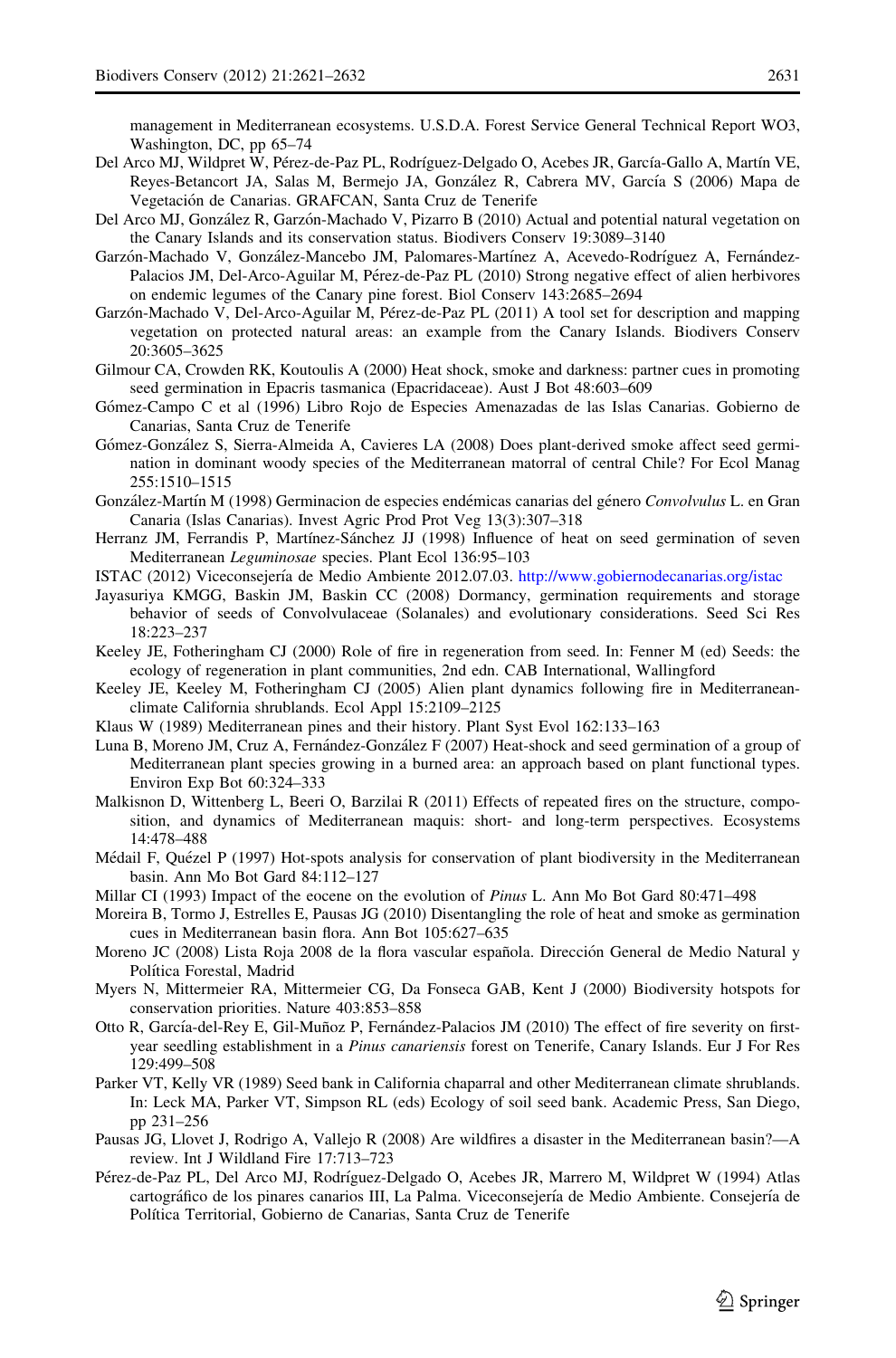management in Mediterranean ecosystems. U.S.D.A. Forest Service General Technical Report WO3, Washington, DC, pp 65–74

Del Arco MJ, Wildpret W, Pérez-de-Paz PL, Rodríguez-Delgado O, Acebes JR, García-Gallo A, Martín VE, Reyes-Betancort JA, Salas M, Bermejo JA, González R, Cabrera MV, García S (2006) Mapa de Vegetación de Canarias. GRAFCAN, Santa Cruz de Tenerife

Del Arco MJ, González R, Garzón-Machado V, Pizarro B (2010) Actual and potential natural vegetation on the Canary Islands and its conservation status. Biodivers Conserv 19:3089–3140

Garzón-Machado V, González-Mancebo JM, Palomares-Martínez A, Acevedo-Rodríguez A, Fernández-Palacios JM, Del-Arco-Aguilar M, Pérez-de-Paz PL (2010) Strong negative effect of alien herbivores on endemic legumes of the Canary pine forest. Biol Conserv 143:2685–2694

Garzón-Machado V, Del-Arco-Aguilar M, Pérez-de-Paz PL (2011) A tool set for description and mapping vegetation on protected natural areas: an example from the Canary Islands. Biodivers Conserv 20:3605–3625

Gilmour CA, Crowden RK, Koutoulis A (2000) Heat shock, smoke and darkness: partner cues in promoting seed germination in Epacris tasmanica (Epacridaceae). Aust J Bot 48:603–609

Gómez-Campo C et al (1996) Libro Rojo de Especies Amenazadas de las Islas Canarias. Gobierno de Canarias, Santa Cruz de Tenerife

Gómez-González S, Sierra-Almeida A, Cavieres LA (2008) Does plant-derived smoke affect seed germination in dominant woody species of the Mediterranean matorral of central Chile? For Ecol Manag 255:1510–1515

González-Martín M (1998) Germinacion de especies endémicas canarias del género *Convolvulus* L. en Gran Canaria (Islas Canarias). Invest Agric Prod Prot Veg 13(3):307–318

Herranz JM, Ferrandis P, Martínez-Sánchez JJ (1998) Influence of heat on seed germination of seven Mediterranean *Leguminosae* species. Plant Ecol 136:95–103

ISTAC (2012) Viceconsejería de Medio Ambiente 2012.07.03. http://www.gobiernodecanarias.org/istac

Jayasuriya KMGG, Baskin JM, Baskin CC (2008) Dormancy, germination requirements and storage behavior of seeds of Convolvulaceae (Solanales) and evolutionary considerations. Seed Sci Res 18:223–237

Keeley JE, Fotheringham CJ (2000) Role of fire in regeneration from seed. In: Fenner M (ed) Seeds: the ecology of regeneration in plant communities, 2nd edn. CAB International, Wallingford

Keeley JE, Keeley M, Fotheringham CJ (2005) Alien plant dynamics following fire in Mediterranean-climate California shrublands. Ecol Appl 15:2109–2125

Klaus W (1989) Mediterranean pines and their history. Plant Syst Evol 162:133–163

Luna B, Moreno JM, Cruz A, Fernández-González F (2007) Heat-shock and seed germination of a group of Mediterranean plant species growing in a burned area: an approach based on plant functional types. Environ Exp Bot 60:324–333

Malkisnon D, Wittenberg L, Beeri O, Barzilai R (2011) Effects of repeated fires on the structure, composition, and dynamics of Mediterranean maquis: short- and long-term perspectives. Ecosystems 14:478–488

Médail F, Quézel P (1997) Hot-spots analysis for conservation of plant biodiversity in the Mediterranean basin. Ann Mo Bot Gard 84:112–127

Millar CI (1993) Impact of the eocene on the evolution of *Pinus* L. Ann Mo Bot Gard 80:471–498

Moreira B, Tormo J, Estrelles E, Pausas JG (2010) Disentangling the role of heat and smoke as germination cues in Mediterranean basin flora. Ann Bot 105:627–635

Moreno JC (2008) Lista Roja 2008 de la flora vascular española. Dirección General de Medio Natural y Política Forestal, Madrid

Myers N, Mittermeier RA, Mittermeier CG, Da Fonseca GAB, Kent J (2000) Biodiversity hotspots for conservation priorities. Nature 403:853–858

Otto R, García-del-Rey E, Gil-Muñoz P, Fernández-Palacios JM (2010) The effect of fire severity on first-year seedling establishment in a *Pinus canariensis* forest on Tenerife, Canary Islands. Eur J For Res 129:499–508

Parker VT, Kelly VR (1989) Seed bank in California chaparral and other Mediterranean climate shrublands. In: Leck MA, Parker VT, Simpson RL (eds) Ecology of soil seed bank. Academic Press, San Diego, pp 231–256

Pausas JG, Llovet J, Rodrigo A, Vallejo R (2008) Are wildfires a disaster in the Mediterranean basin?—A review. Int J Wildland Fire 17:713–723

Pérez-de-Paz PL, Del Arco MJ, Rodríguez-Delgado O, Acebes JR, Marrero M, Wildpret W (1994) Atlas cartográfico de los pinares canarios III, La Palma. Viceconsejería de Medio Ambiente. Consejería de Política Territorial, Gobierno de Canarias, Santa Cruz de Tenerife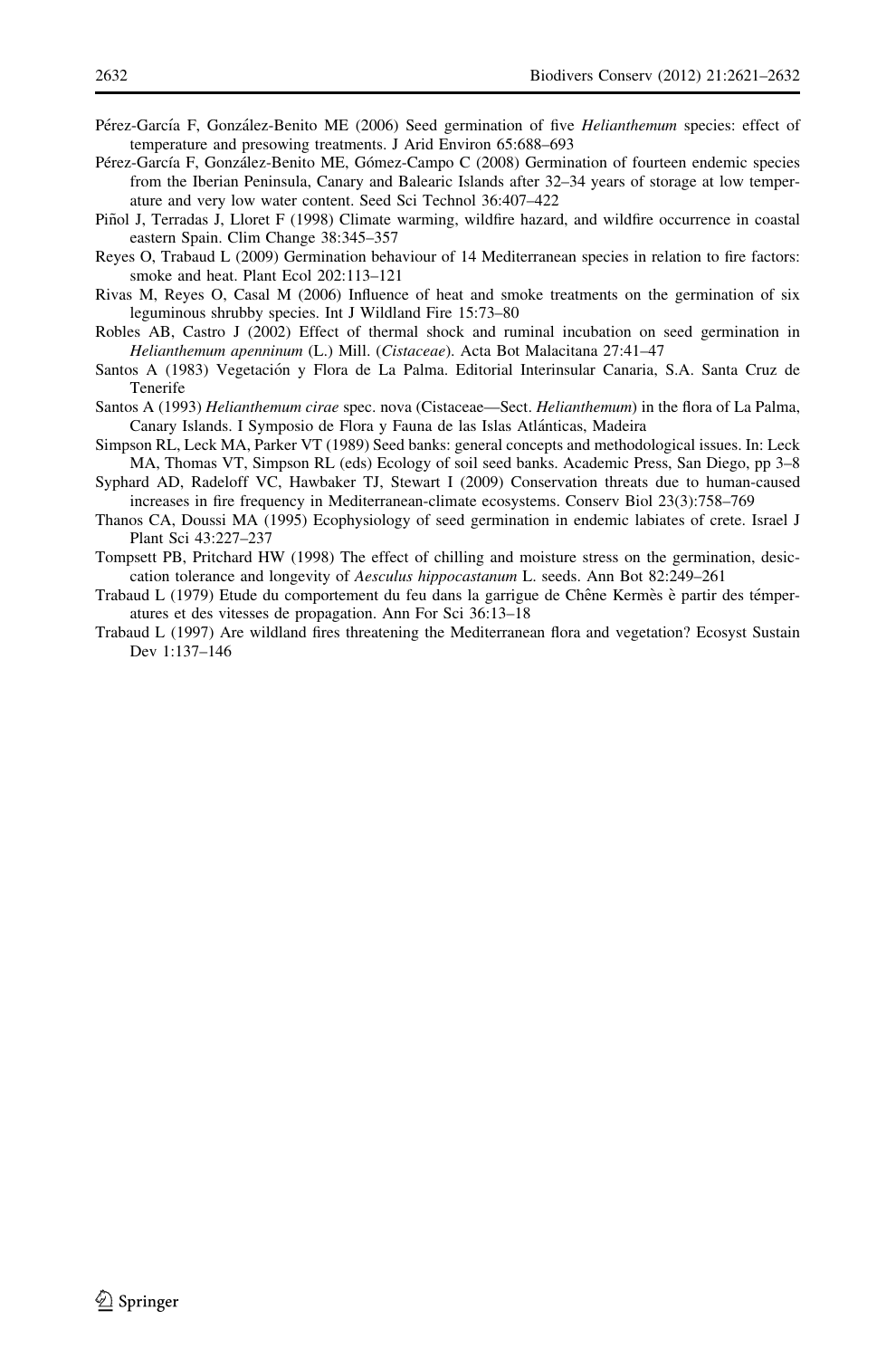Pérez-García F, González-Benito ME (2006) Seed germination of five *Helianthemum* species: effect of temperature and presowing treatments. J Arid Environ 65:688–693

Pérez-García F, González-Benito ME, Gómez-Campo C (2008) Germination of fourteen endemic species from the Iberian Peninsula, Canary and Balearic Islands after 32–34 years of storage at low temperature and very low water content. Seed Sci Technol 36:407–422

Piñol J, Terradas J, Lloret F (1998) Climate warming, wildfire hazard, and wildfire occurrence in coastal eastern Spain. Clim Change 38:345–357

Reyes O, Trabaud L (2009) Germination behaviour of 14 Mediterranean species in relation to fire factors: smoke and heat. Plant Ecol 202:113–121

Rivas M, Reyes O, Casal M (2006) Influence of heat and smoke treatments on the germination of six leguminous shrubby species. Int J Wildland Fire 15:73–80

Robles AB, Castro J (2002) Effect of thermal shock and ruminal incubation on seed germination in *Helianthemum apenninum* (L.) Mill. (*Cistaceae*). Acta Bot Malacitana 27:41–47

Santos A (1983) Vegetación y Flora de La Palma. Editorial Interinsular Canaria, S.A. Santa Cruz de Tenerife

Santos A (1993) *Helianthemum cirae* spec. nova (Cistaceae—Sect. *Helianthemum*) in the flora of La Palma, Canary Islands. I Symposio de Flora y Fauna de las Islas Atlánticas, Madeira

Simpson RL, Leck MA, Parker VT (1989) Seed banks: general concepts and methodological issues. In: Leck MA, Thomas VT, Simpson RL (eds) Ecology of soil seed banks. Academic Press, San Diego, pp 3–8

Syphard AD, Radeloff VC, Hawbaker TJ, Stewart I (2009) Conservation threats due to human-caused increases in fire frequency in Mediterranean-climate ecosystems. Conserv Biol 23(3):758–769

Thanos CA, Doussi MA (1995) Ecophysiology of seed germination in endemic labiates of crete. Israel J Plant Sci 43:227–237

Tompsett PB, Pritchard HW (1998) The effect of chilling and moisture stress on the germination, desiccation tolerance and longevity of *Aesculus hippocastanum* L. seeds. Ann Bot 82:249–261

Trabaud L (1979) Etude du comportement du feu dans la garrigue de Chêne Kermès è partir des températures et des vitesses de propagation. Ann For Sci 36:13–18

Trabaud L (1997) Are wildland fires threatening the Mediterranean flora and vegetation? Ecosyst Sustain Dev 1:137–146